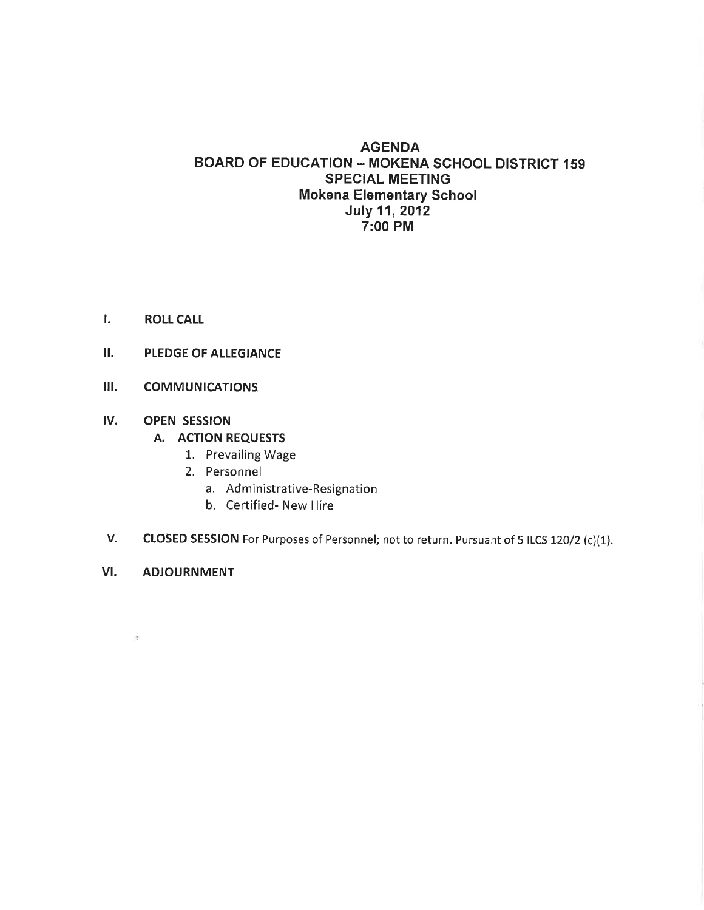# AGENDA
## BOARD OF EDUCATION – MOKENA SCHOOL DISTRICT 159
## SPECIAL MEETING
### Mokena Elementary School
### July 11, 2012
### 7:00 PM

I. **ROLL CALL**

II. **PLEDGE OF ALLEGIANCE**

III. **COMMUNICATIONS**

IV. **OPEN SESSION**
   - A. **ACTION REQUESTS**
     1. Prevailing Wage
     2. Personnel
        - a. Administrative-Resignation
        - b. Certified- New Hire

V. **CLOSED SESSION** For Purposes of Personnel; not to return. Pursuant of 5 ILCS 120/2 (c)(1).

VI. **ADJOURNMENT**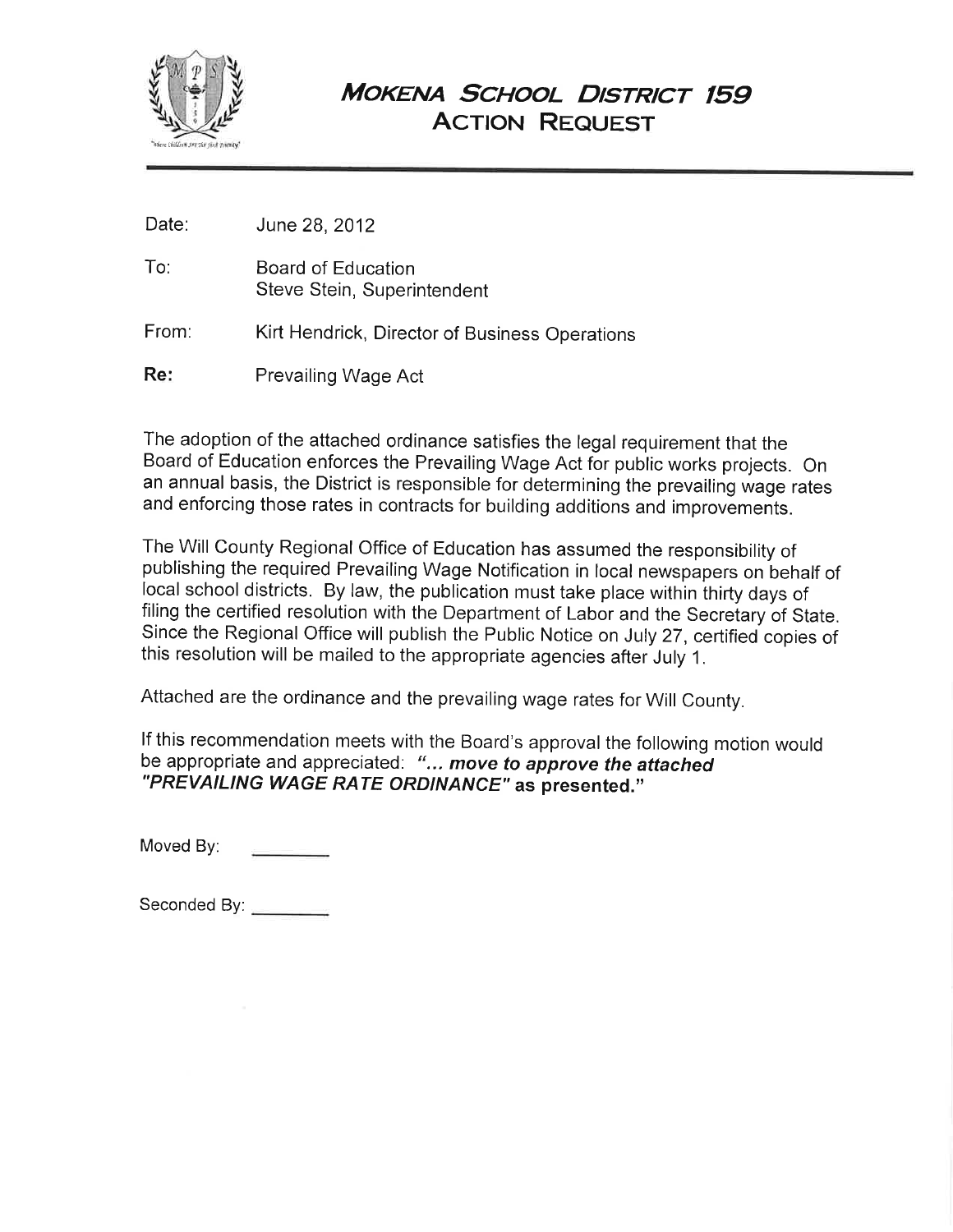# MOKENA SCHOOL DISTRICT 159
## ACTION REQUEST

Date: June 28, 2012

To: Board of Education
Steve Stein, Superintendent

From: Kirt Hendrick, Director of Business Operations

**Re:** Prevailing Wage Act

The adoption of the attached ordinance satisfies the legal requirement that the Board of Education enforces the Prevailing Wage Act for public works projects. On an annual basis, the District is responsible for determining the prevailing wage rates and enforcing those rates in contracts for building additions and improvements.

The Will County Regional Office of Education has assumed the responsibility of publishing the required Prevailing Wage Notification in local newspapers on behalf of local school districts. By law, the publication must take place within thirty days of filing the certified resolution with the Department of Labor and the Secretary of State. Since the Regional Office will publish the Public Notice on July 27, certified copies of this resolution will be mailed to the appropriate agencies after July 1.

Attached are the ordinance and the prevailing wage rates for Will County.

If this recommendation meets with the Board's approval the following motion would be appropriate and appreciated: ***"... move to approve the attached "PREVAILING WAGE RATE ORDINANCE"* as presented."**

Moved By: ________

Seconded By: ________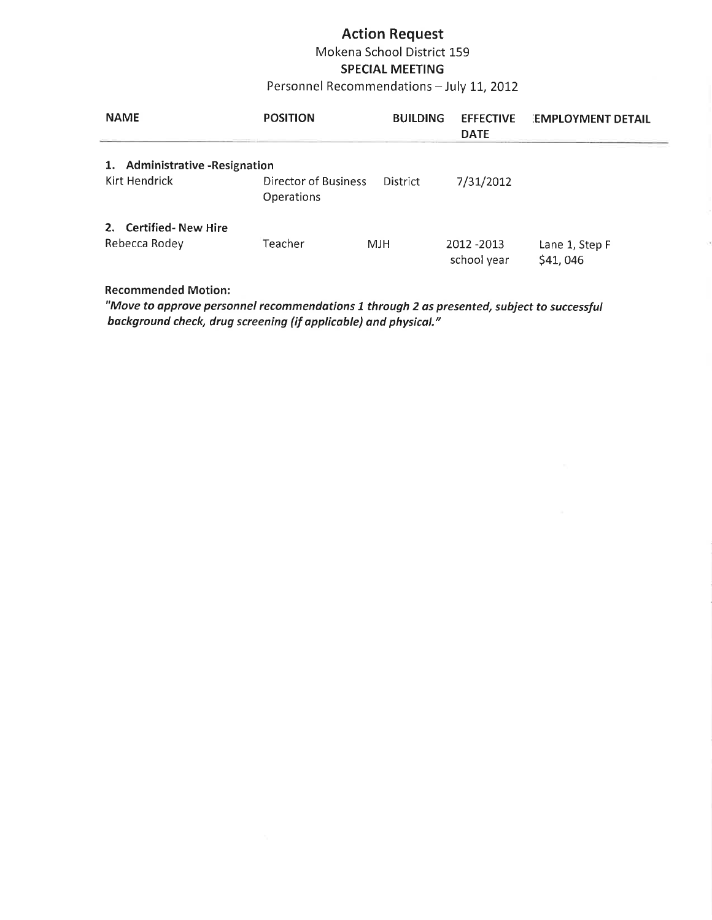# Action Request

Mokena School District 159

**SPECIAL MEETING**

Personnel Recommendations – July 11, 2012

| NAME | POSITION | BUILDING | EFFECTIVE DATE | EMPLOYMENT DETAIL |
|---|---|---|---|---|
| **1. Administrative -Resignation** | | | | |
| Kirt Hendrick | Director of Business Operations | District | 7/31/2012 | |
| **2. Certified- New Hire** | | | | |
| Rebecca Rodey | Teacher | MJH | 2012 -2013 school year | Lane 1, Step F $41, 046 |

**Recommended Motion:**

***"Move to approve personnel recommendations 1 through 2 as presented, subject to successful background check, drug screening (if applicable) and physical."***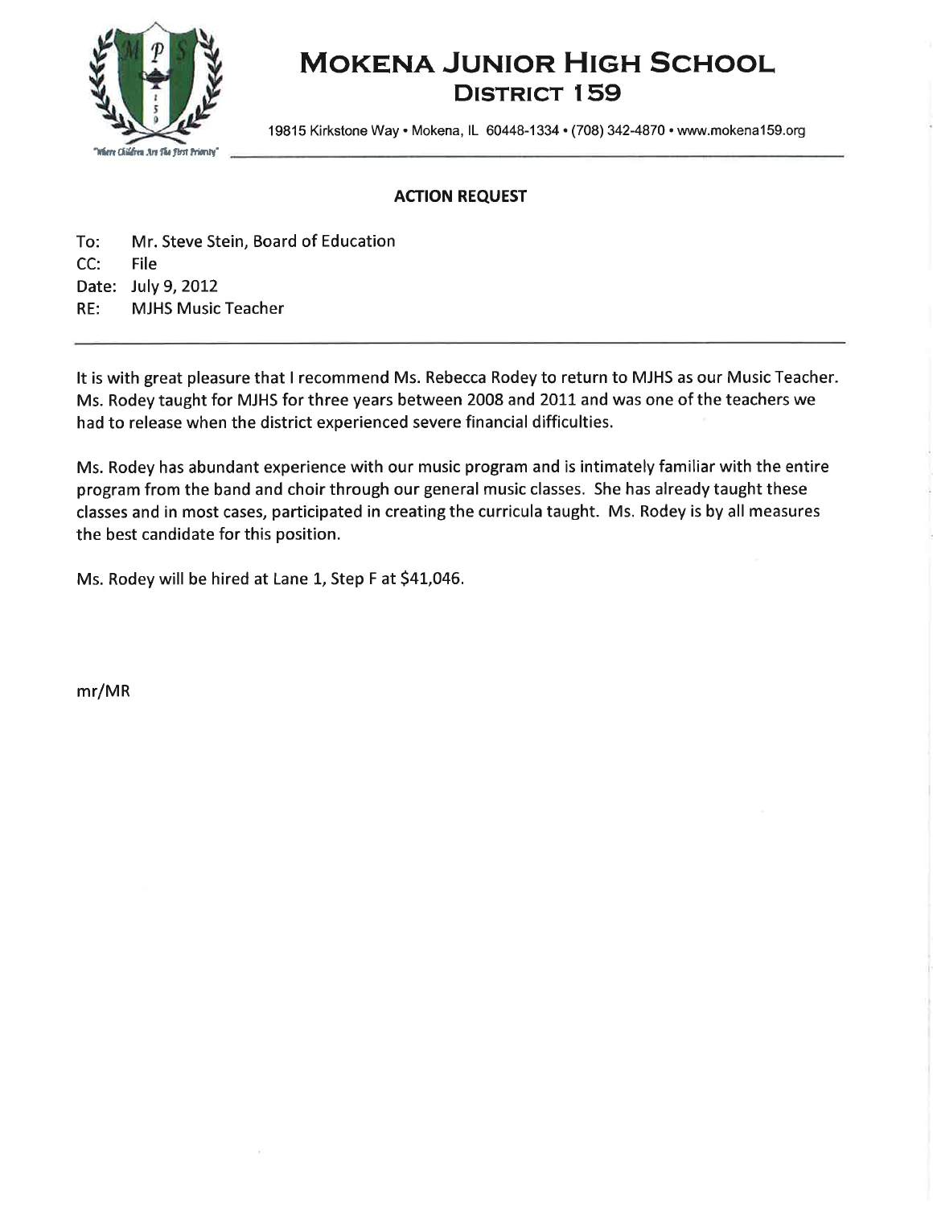# MOKENA JUNIOR HIGH SCHOOL
## DISTRICT 159

19815 Kirkstone Way • Mokena, IL 60448-1334 • (708) 342-4870 • www.mokena159.org

"Where Children Are The First Priority"

---

**ACTION REQUEST**

To: Mr. Steve Stein, Board of Education
CC: File
Date: July 9, 2012
RE: MJHS Music Teacher

---

It is with great pleasure that I recommend Ms. Rebecca Rodey to return to MJHS as our Music Teacher. Ms. Rodey taught for MJHS for three years between 2008 and 2011 and was one of the teachers we had to release when the district experienced severe financial difficulties.

Ms. Rodey has abundant experience with our music program and is intimately familiar with the entire program from the band and choir through our general music classes. She has already taught these classes and in most cases, participated in creating the curricula taught. Ms. Rodey is by all measures the best candidate for this position.

Ms. Rodey will be hired at Lane 1, Step F at $41,046.

mr/MR